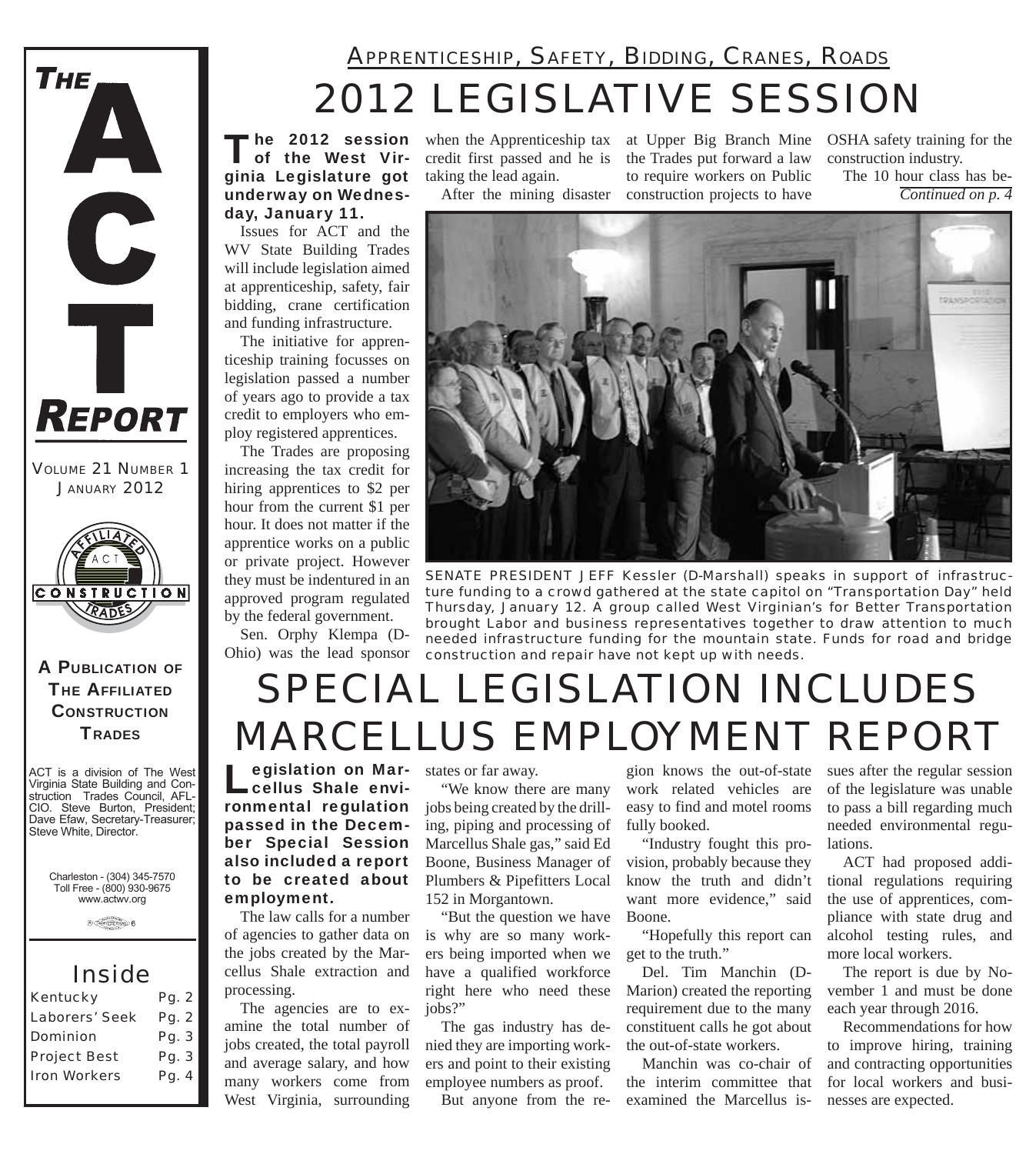# THE ACT REPORT

VOLUME 21 NUMBER 1
JANUARY 2012

A PUBLICATION OF THE AFFILIATED CONSTRUCTION TRADES

ACT is a division of The West Virginia State Building and Construction Trades Council, AFL-CIO. Steve Burton, President; Dave Efaw, Secretary-Treasurer; Steve White, Director.

Charleston - (304) 345-7570
Toll Free - (800) 930-9675
www.actwv.org

## Inside

| | |
|---|---|
| Kentucky | Pg. 2 |
| Laborers' Seek | Pg. 2 |
| Dominion | Pg. 3 |
| Project Best | Pg. 3 |
| Iron Workers | Pg. 4 |

APPRENTICESHIP, SAFETY, BIDDING, CRANES, ROADS

# 2012 LEGISLATIVE SESSION

**The 2012 session of the West Virginia Legislature got underway on Wednesday, January 11.**

Issues for ACT and the WV State Building Trades will include legislation aimed at apprenticeship, safety, fair bidding, crane certification and funding infrastructure.

The initiative for apprenticeship training focusses on legislation passed a number of years ago to provide a tax credit to employers who employ registered apprentices.

The Trades are proposing increasing the tax credit for hiring apprentices to $2 per hour from the current $1 per hour. It does not matter if the apprentice works on a public or private project. However they must be indentured in an approved program regulated by the federal government.

Sen. Orphy Klempa (D-Ohio) was the lead sponsor when the Apprenticeship tax credit first passed and he is taking the lead again.

After the mining disaster at Upper Big Branch Mine the Trades put forward a law to require workers on Public construction projects to have OSHA safety training for the construction industry.

The 10 hour class has be-

*Continued on p. 4*

SENATE PRESIDENT JEFF Kessler (D-Marshall) speaks in support of infrastructure funding to a crowd gathered at the state capitol on "Transportation Day" held Thursday, January 12. A group called West Virginian's for Better Transportation brought Labor and business representatives together to draw attention to much needed infrastructure funding for the mountain state. Funds for road and bridge construction and repair have not kept up with needs.

# SPECIAL LEGISLATION INCLUDES MARCELLUS EMPLOYMENT REPORT

**Legislation on Marcellus Shale environmental regulation passed in the December Special Session also included a report to be created about employment.**

The law calls for a number of agencies to gather data on the jobs created by the Marcellus Shale extraction and processing.

The agencies are to examine the total number of jobs created, the total payroll and average salary, and how many workers come from West Virginia, surrounding states or far away.

"We know there are many jobs being created by the drilling, piping and processing of Marcellus Shale gas," said Ed Boone, Business Manager of Plumbers & Pipefitters Local 152 in Morgantown.

"But the question we have is why are so many workers being imported when we have a qualified workforce right here who need these jobs?"

The gas industry has denied they are importing workers and point to their existing employee numbers as proof.

But anyone from the region knows the out-of-state work related vehicles are easy to find and motel rooms fully booked.

"Industry fought this provision, probably because they know the truth and didn't want more evidence," said Boone.

"Hopefully this report can get to the truth."

Del. Tim Manchin (D-Marion) created the reporting requirement due to the many constituent calls he got about the out-of-state workers.

Manchin was co-chair of the interim committee that examined the Marcellus issues after the regular session of the legislature was unable to pass a bill regarding much needed environmental regulations.

ACT had proposed additional regulations requiring the use of apprentices, compliance with state drug and alcohol testing rules, and more local workers.

The report is due by November 1 and must be done each year through 2016.

Recommendations for how to improve hiring, training and contracting opportunities for local workers and businesses are expected.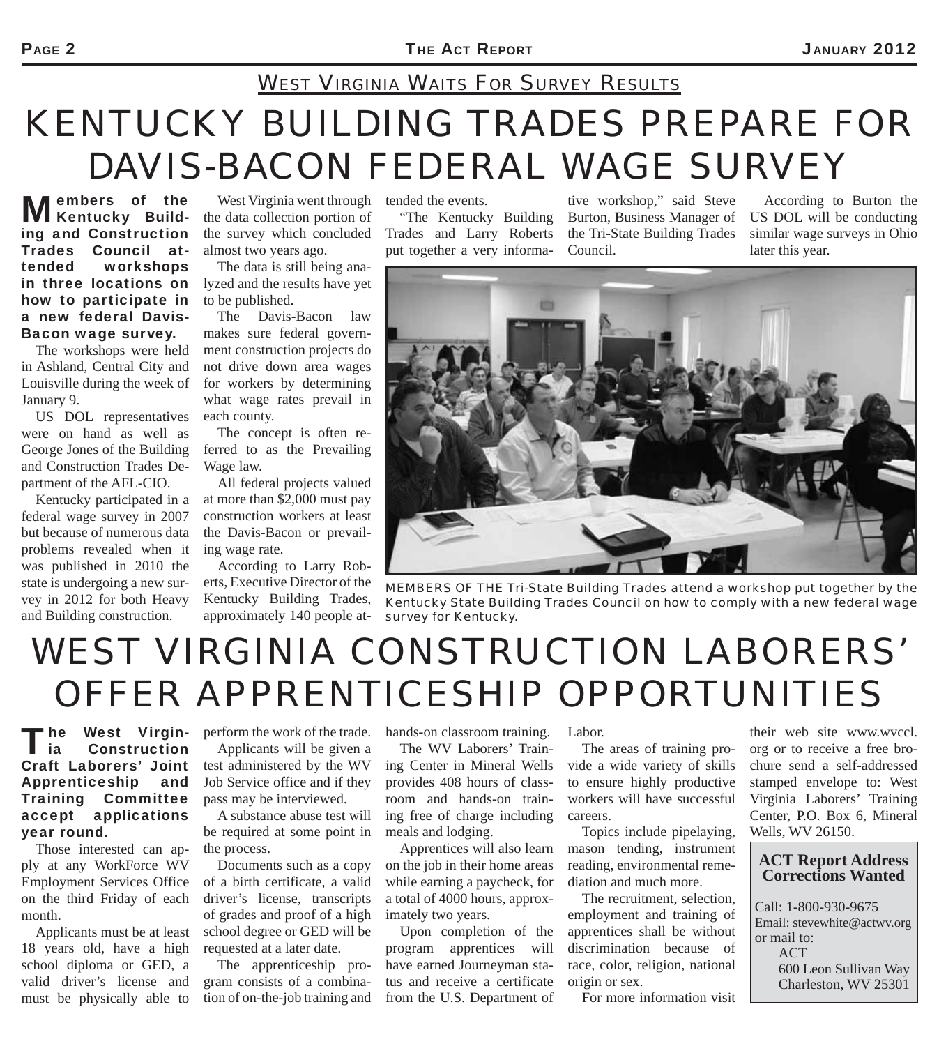## WEST VIRGINIA WAITS FOR SURVEY RESULTS

# KENTUCKY BUILDING TRADES PREPARE FOR DAVIS-BACON FEDERAL WAGE SURVEY

**Members of the Kentucky Building and Construction Trades Council attended workshops in three locations on how to participate in a new federal Davis-Bacon wage survey.**

The workshops were held in Ashland, Central City and Louisville during the week of January 9.

US DOL representatives were on hand as well as George Jones of the Building and Construction Trades Department of the AFL-CIO.

Kentucky participated in a federal wage survey in 2007 but because of numerous data problems revealed when it was published in 2010 the state is undergoing a new survey in 2012 for both Heavy and Building construction.

West Virginia went through the data collection portion of the survey which concluded almost two years ago.

The data is still being analyzed and the results have yet to be published.

The Davis-Bacon law makes sure federal government construction projects do not drive down area wages for workers by determining what wage rates prevail in each county.

The concept is often referred to as the Prevailing Wage law.

All federal projects valued at more than $2,000 must pay construction workers at least the Davis-Bacon or prevailing wage rate.

According to Larry Roberts, Executive Director of the Kentucky Building Trades, approximately 140 people attended the events.

"The Kentucky Building Trades and Larry Roberts put together a very informative workshop," said Steve Burton, Business Manager of the Tri-State Building Trades Council.

According to Burton the US DOL will be conducting similar wage surveys in Ohio later this year.

MEMBERS OF THE Tri-State Building Trades attend a workshop put together by the Kentucky State Building Trades Council on how to comply with a new federal wage survey for Kentucky.

# WEST VIRGINIA CONSTRUCTION LABORERS' OFFER APPRENTICESHIP OPPORTUNITIES

**The West Virginia Construction Craft Laborers' Joint Apprenticeship and Training Committee accept applications year round.**

Those interested can apply at any WorkForce WV Employment Services Office on the third Friday of each month.

Applicants must be at least 18 years old, have a high school diploma or GED, a valid driver's license and must be physically able to perform the work of the trade.

Applicants will be given a test administered by the WV Job Service office and if they pass may be interviewed.

A substance abuse test will be required at some point in the process.

Documents such as a copy of a birth certificate, a valid driver's license, transcripts of grades and proof of a high school degree or GED will be requested at a later date.

The apprenticeship program consists of a combination of on-the-job training and hands-on classroom training.

The WV Laborers' Training Center in Mineral Wells provides 408 hours of classroom and hands-on training free of charge including meals and lodging.

Apprentices will also learn on the job in their home areas while earning a paycheck, for a total of 4000 hours, approximately two years.

Upon completion of the program apprentices will have earned Journeyman status and receive a certificate from the U.S. Department of Labor.

The areas of training provide a wide variety of skills to ensure highly productive workers will have successful careers.

Topics include pipelaying, mason tending, instrument reading, environmental remediation and much more.

The recruitment, selection, employment and training of apprentices shall be without discrimination because of race, color, religion, national origin or sex.

For more information visit their web site www.wvccl.org or to receive a free brochure send a self-addressed stamped envelope to: West Virginia Laborers' Training Center, P.O. Box 6, Mineral Wells, WV 26150.

**ACT Report Address Corrections Wanted**

Call: 1-800-930-9675
Email: stevewhite@actwv.org
or mail to:
ACT
600 Leon Sullivan Way
Charleston, WV 25301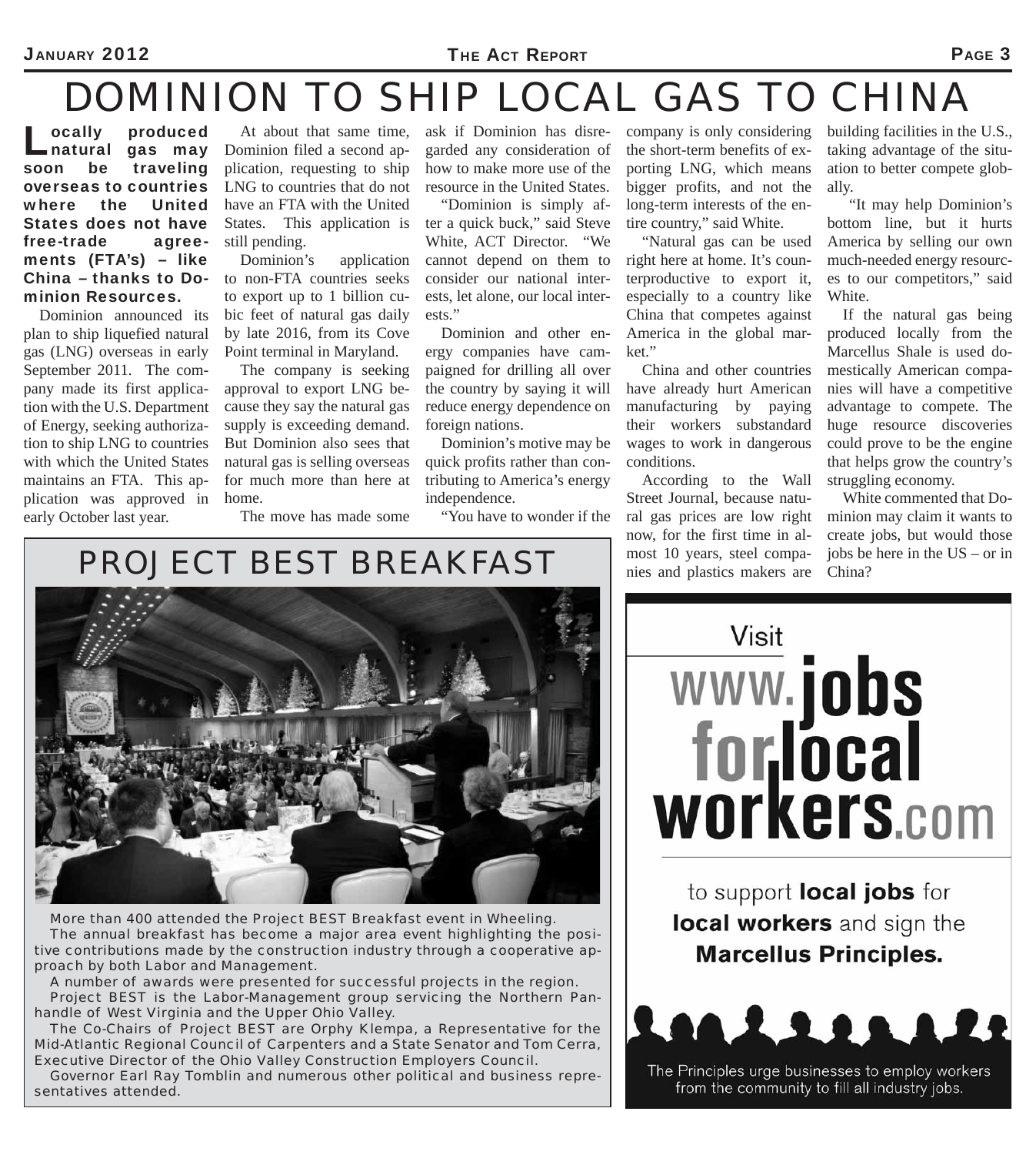# DOMINION TO SHIP LOCAL GAS TO CHINA

**Locally produced natural gas may soon be traveling overseas to countries where the United States does not have free-trade agreements (FTA's) – like China – thanks to Dominion Resources.**

Dominion announced its plan to ship liquefied natural gas (LNG) overseas in early September 2011. The company made its first application with the U.S. Department of Energy, seeking authorization to ship LNG to countries with which the United States maintains an FTA. This application was approved in early October last year.

At about that same time, Dominion filed a second application, requesting to ship LNG to countries that do not have an FTA with the United States. This application is still pending.

Dominion's application to non-FTA countries seeks to export up to 1 billion cubic feet of natural gas daily by late 2016, from its Cove Point terminal in Maryland.

The company is seeking approval to export LNG because they say the natural gas supply is exceeding demand. But Dominion also sees that natural gas is selling overseas for much more than here at home.

The move has made some ask if Dominion has disregarded any consideration of how to make more use of the resource in the United States.

"Dominion is simply after a quick buck," said Steve White, ACT Director. "We cannot depend on them to consider our national interests, let alone, our local interests."

Dominion and other energy companies have campaigned for drilling all over the country by saying it will reduce energy dependence on foreign nations.

Dominion's motive may be quick profits rather than contributing to America's energy independence.

"You have to wonder if the company is only considering the short-term benefits of exporting LNG, which means bigger profits, and not the long-term interests of the entire country," said White.

"Natural gas can be used right here at home. It's counterproductive to export it, especially to a country like China that competes against America in the global market."

China and other countries have already hurt American manufacturing by paying their workers substandard wages to work in dangerous conditions.

According to the Wall Street Journal, because natural gas prices are low right now, for the first time in almost 10 years, steel companies and plastics makers are building facilities in the U.S., taking advantage of the situation to better compete globally.

"It may help Dominion's bottom line, but it hurts America by selling our own much-needed energy resources to our competitors," said White.

If the natural gas being produced locally from the Marcellus Shale is used domestically American companies will have a competitive advantage to compete. The huge resource discoveries could prove to be the engine that helps grow the country's struggling economy.

White commented that Dominion may claim it wants to create jobs, but would those jobs be here in the US – or in China?

## PROJECT BEST BREAKFAST

More than 400 attended the Project BEST Breakfast event in Wheeling.

The annual breakfast has become a major area event highlighting the positive contributions made by the construction industry through a cooperative approach by both Labor and Management.

A number of awards were presented for successful projects in the region.

Project BEST is the Labor-Management group servicing the Northern Panhandle of West Virginia and the Upper Ohio Valley.

The Co-Chairs of Project BEST are Orphy Klempa, a Representative for the Mid-Atlantic Regional Council of Carpenters and a State Senator and Tom Cerra, Executive Director of the Ohio Valley Construction Employers Council.

Governor Earl Ray Tomblin and numerous other political and business representatives attended.

Visit **www.jobsforlocalworkers.com** to support **local jobs** for **local workers** and sign the **Marcellus Principles.**

The Principles urge businesses to employ workers from the community to fill all industry jobs.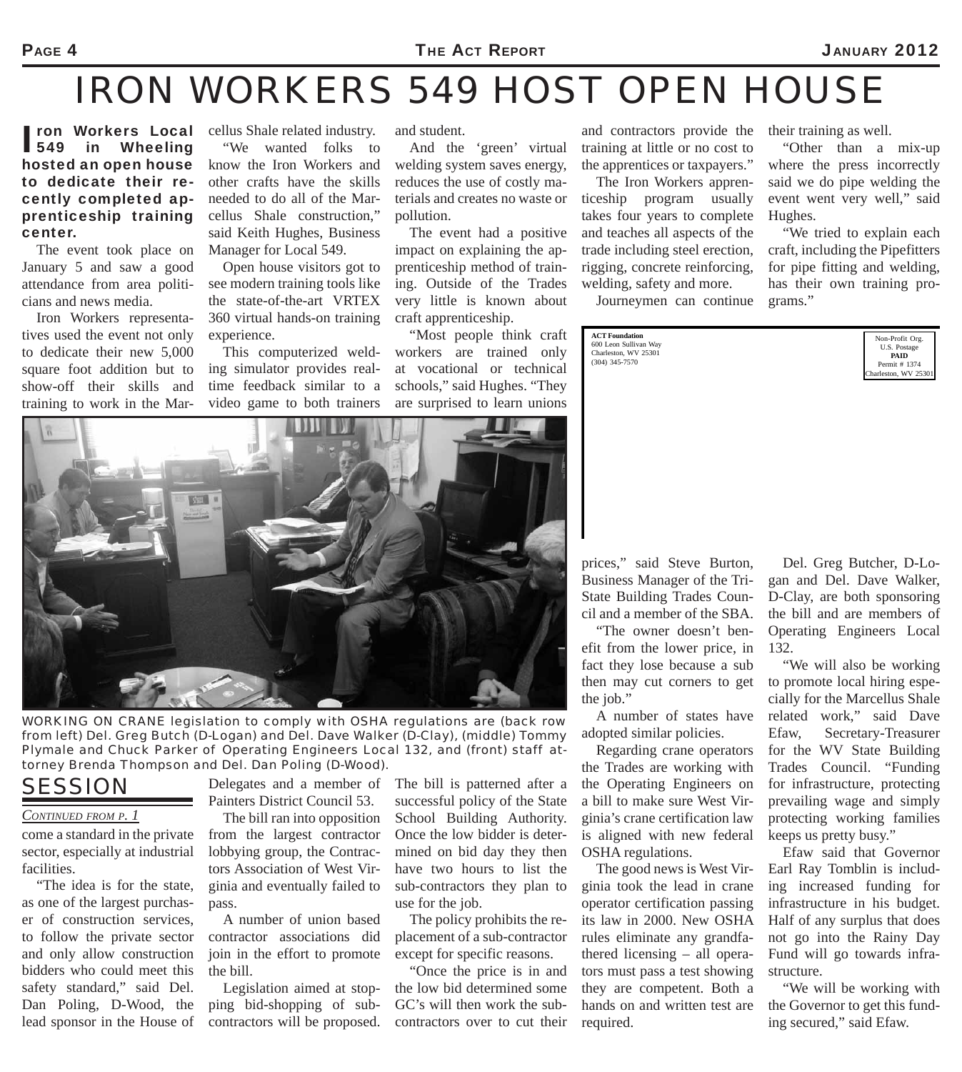# IRON WORKERS 549 HOST OPEN HOUSE

**Iron Workers Local 549 in Wheeling hosted an open house to dedicate their recently completed apprenticeship training center.**

The event took place on January 5 and saw a good attendance from area politicians and news media.

Iron Workers representatives used the event not only to dedicate their new 5,000 square foot addition but to show-off their skills and training to work in the Marcellus Shale related industry.

"We wanted folks to know the Iron Workers and other crafts have the skills needed to do all of the Marcellus Shale construction," said Keith Hughes, Business Manager for Local 549.

Open house visitors got to see modern training tools like the state-of-the-art VRTEX 360 virtual hands-on training experience.

This computerized welding simulator provides real-time feedback similar to a video game to both trainers and student.

And the 'green' virtual welding system saves energy, reduces the use of costly materials and creates no waste or pollution.

The event had a positive impact on explaining the apprenticeship method of training. Outside of the Trades very little is known about craft apprenticeship.

"Most people think craft workers are trained only at vocational or technical schools," said Hughes. "They are surprised to learn unions and contractors provide the training at little or no cost to the apprentices or taxpayers."

The Iron Workers apprenticeship program usually takes four years to complete and teaches all aspects of the trade including steel erection, rigging, concrete reinforcing, welding, safety and more.

Journeymen can continue their training as well.

"Other than a mix-up where the press incorrectly said we do pipe welding the event went very well," said Hughes.

"We tried to explain each craft, including the Pipefitters for pipe fitting and welding, has their own training programs."

**ACT Foundation**
600 Leon Sullivan Way
Charleston, WV 25301
(304) 345-7570

Non-Profit Org.
U.S. Postage
**PAID**
Permit # 1374
Charleston, WV 25301

WORKING ON CRANE legislation to comply with OSHA regulations are (back row from left) Del. Greg Butch (D-Logan) and Del. Dave Walker (D-Clay), (middle) Tommy Plymale and Chuck Parker of Operating Engineers Local 132, and (front) staff attorney Brenda Thompson and Del. Dan Poling (D-Wood).

## SESSION

*CONTINUED FROM P. 1*

come a standard in the private sector, especially at industrial facilities.

"The idea is for the state, as one of the largest purchaser of construction services, to follow the private sector and only allow construction bidders who could meet this safety standard," said Del. Dan Poling, D-Wood, the lead sponsor in the House of Delegates and a member of Painters District Council 53.

The bill ran into opposition from the largest contractor lobbying group, the Contractors Association of West Virginia and eventually failed to pass.

A number of union based contractor associations did join in the effort to promote the bill.

Legislation aimed at stopping bid-shopping of subcontractors will be proposed. The bill is patterned after a successful policy of the State School Building Authority. Once the low bidder is determined on bid day they then have two hours to list the sub-contractors they plan to use for the job.

The policy prohibits the replacement of a sub-contractor except for specific reasons.

"Once the price is in and the low bid determined some GC's will then work the subcontractors over to cut their prices," said Steve Burton, Business Manager of the Tri-State Building Trades Council and a member of the SBA.

"The owner doesn't benefit from the lower price, in fact they lose because a sub then may cut corners to get the job."

A number of states have adopted similar policies.

Regarding crane operators the Trades are working with the Operating Engineers on a bill to make sure West Virginia's crane certification law is aligned with new federal OSHA regulations.

The good news is West Virginia took the lead in crane operator certification passing its law in 2000. New OSHA rules eliminate any grandfathered licensing – all operators must pass a test showing they are competent. Both a hands on and written test are required.

Del. Greg Butcher, D-Logan and Del. Dave Walker, D-Clay, are both sponsoring the bill and are members of Operating Engineers Local 132.

"We will also be working to promote local hiring especially for the Marcellus Shale related work," said Dave Efaw, Secretary-Treasurer for the WV State Building Trades Council. "Funding for infrastructure, protecting prevailing wage and simply protecting working families keeps us pretty busy."

Efaw said that Governor Earl Ray Tomblin is including increased funding for infrastructure in his budget. Half of any surplus that does not go into the Rainy Day Fund will go towards infrastructure.

"We will be working with the Governor to get this funding secured," said Efaw.